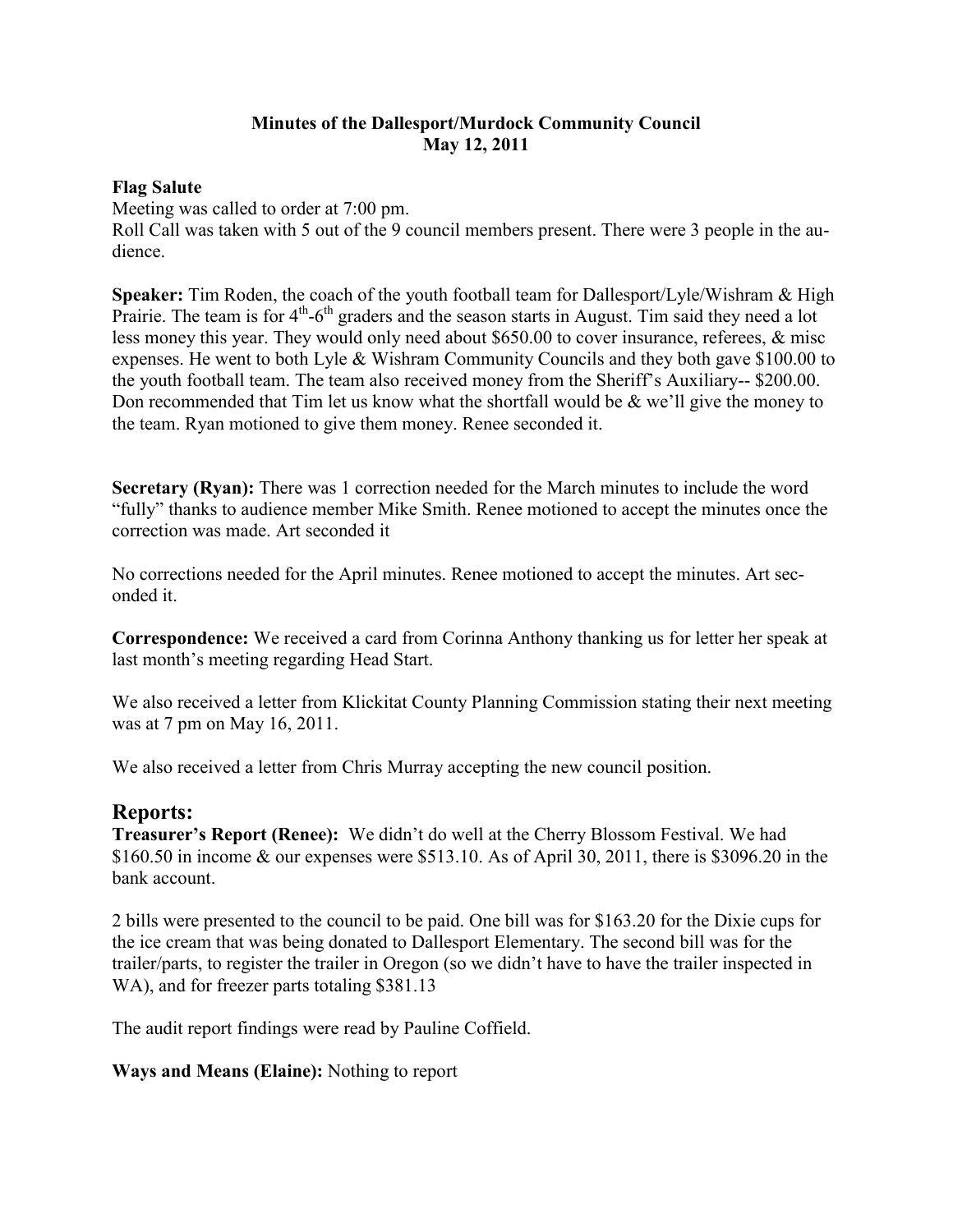**Minutes of the Dallesport/Murdock Community Council**
**May 12, 2011**

**Flag Salute**
Meeting was called to order at 7:00 pm.
Roll Call was taken with 5 out of the 9 council members present. There were 3 people in the audience.

**Speaker:** Tim Roden, the coach of the youth football team for Dallesport/Lyle/Wishram & High Prairie. The team is for 4th-6th graders and the season starts in August. Tim said they need a lot less money this year. They would only need about $650.00 to cover insurance, referees, & misc expenses. He went to both Lyle & Wishram Community Councils and they both gave $100.00 to the youth football team. The team also received money from the Sheriff's Auxiliary-- $200.00. Don recommended that Tim let us know what the shortfall would be & we'll give the money to the team. Ryan motioned to give them money. Renee seconded it.

**Secretary (Ryan):** There was 1 correction needed for the March minutes to include the word "fully" thanks to audience member Mike Smith. Renee motioned to accept the minutes once the correction was made. Art seconded it

No corrections needed for the April minutes. Renee motioned to accept the minutes. Art seconded it.

**Correspondence:** We received a card from Corinna Anthony thanking us for letter her speak at last month's meeting regarding Head Start.

We also received a letter from Klickitat County Planning Commission stating their next meeting was at 7 pm on May 16, 2011.

We also received a letter from Chris Murray accepting the new council position.

## Reports:

**Treasurer's Report (Renee):** We didn't do well at the Cherry Blossom Festival. We had $160.50 in income & our expenses were $513.10. As of April 30, 2011, there is $3096.20 in the bank account.

2 bills were presented to the council to be paid. One bill was for $163.20 for the Dixie cups for the ice cream that was being donated to Dallesport Elementary. The second bill was for the trailer/parts, to register the trailer in Oregon (so we didn't have to have the trailer inspected in WA), and for freezer parts totaling $381.13

The audit report findings were read by Pauline Coffield.

**Ways and Means (Elaine):** Nothing to report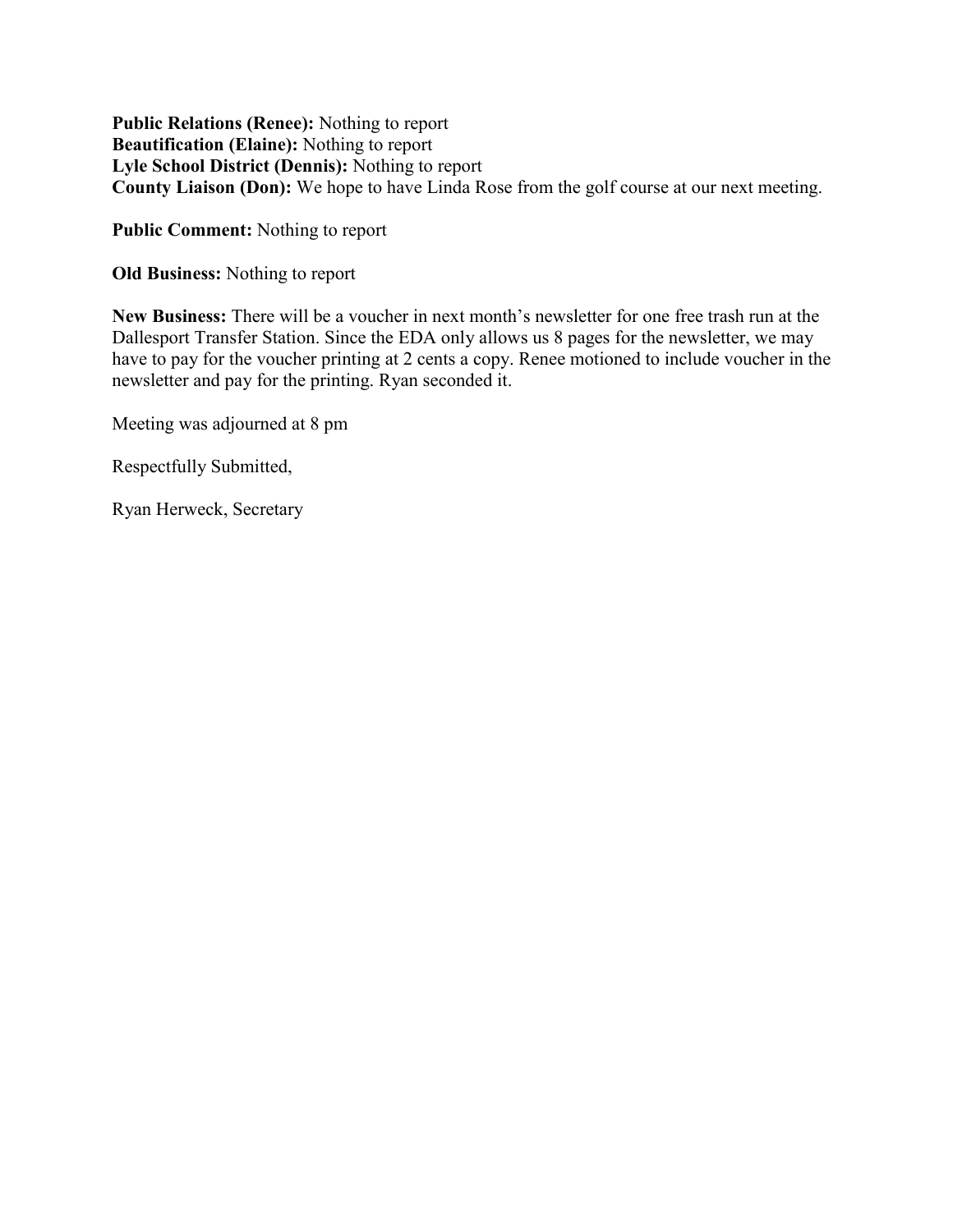**Public Relations (Renee):** Nothing to report
**Beautification (Elaine):** Nothing to report
**Lyle School District (Dennis):** Nothing to report
**County Liaison (Don):** We hope to have Linda Rose from the golf course at our next meeting.

**Public Comment:** Nothing to report

**Old Business:** Nothing to report

**New Business:** There will be a voucher in next month's newsletter for one free trash run at the Dallesport Transfer Station. Since the EDA only allows us 8 pages for the newsletter, we may have to pay for the voucher printing at 2 cents a copy. Renee motioned to include voucher in the newsletter and pay for the printing. Ryan seconded it.

Meeting was adjourned at 8 pm

Respectfully Submitted,

Ryan Herweck, Secretary